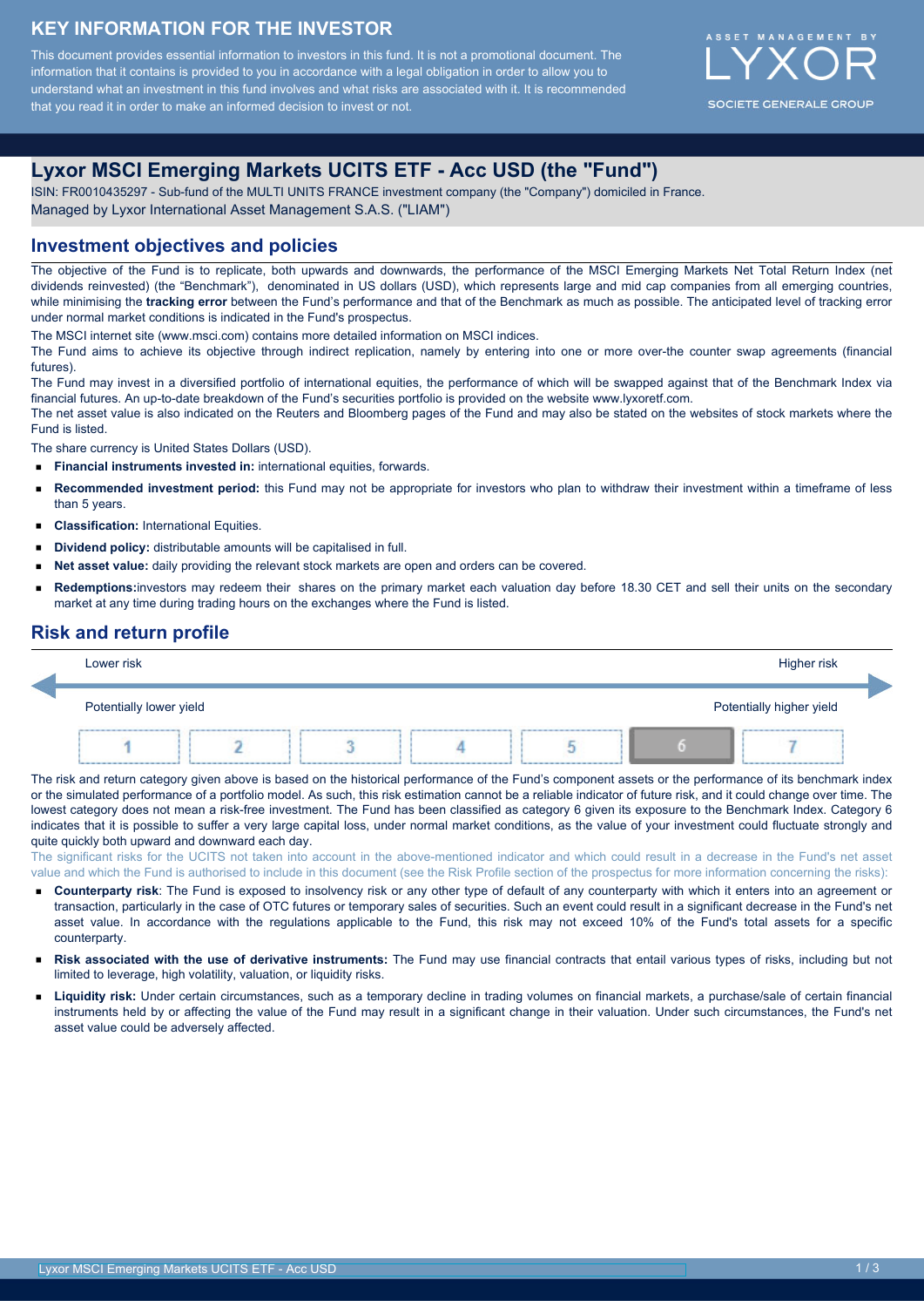# KEY INFORMATION FOR THE INVESTOR

This document provides essential information to investors in this fund. It is not a promotional document. The information that it contains is provided to you in accordance with a legal obligation in order to allow you to understand what an investment in this fund involves and what risks are associated with it. It is recommended that you read it in order to make an informed decision to invest or not.

ASSET MANAGEMENT BY LYXOR
SOCIETE GENERALE GROUP

## Lyxor MSCI Emerging Markets UCITS ETF - Acc USD (the "Fund")

ISIN: FR0010435297 - Sub-fund of the MULTI UNITS FRANCE investment company (the "Company") domiciled in France.
Managed by Lyxor International Asset Management S.A.S. ("LIAM")

## Investment objectives and policies

The objective of the Fund is to replicate, both upwards and downwards, the performance of the MSCI Emerging Markets Net Total Return Index (net dividends reinvested) (the "Benchmark"), denominated in US dollars (USD), which represents large and mid cap companies from all emerging countries, while minimising the **tracking error** between the Fund's performance and that of the Benchmark as much as possible. The anticipated level of tracking error under normal market conditions is indicated in the Fund's prospectus.

The MSCI internet site (www.msci.com) contains more detailed information on MSCI indices.

The Fund aims to achieve its objective through indirect replication, namely by entering into one or more over-the counter swap agreements (financial futures).

The Fund may invest in a diversified portfolio of international equities, the performance of which will be swapped against that of the Benchmark Index via financial futures. An up-to-date breakdown of the Fund's securities portfolio is provided on the website www.lyxoretf.com.

The net asset value is also indicated on the Reuters and Bloomberg pages of the Fund and may also be stated on the websites of stock markets where the Fund is listed.

The share currency is United States Dollars (USD).

- **Financial instruments invested in:** international equities, forwards.
- **Recommended investment period:** this Fund may not be appropriate for investors who plan to withdraw their investment within a timeframe of less than 5 years.
- **Classification:** International Equities.
- **Dividend policy:** distributable amounts will be capitalised in full.
- **Net asset value:** daily providing the relevant stock markets are open and orders can be covered.
- **Redemptions:**investors may redeem their shares on the primary market each valuation day before 18.30 CET and sell their units on the secondary market at any time during trading hours on the exchanges where the Fund is listed.

## Risk and return profile

Lower risk — Higher risk

Potentially lower yield — Potentially higher yield

| 1 | 2 | 3 | 4 | 5 | **6** | 7 |
|---|---|---|---|---|---|---|

The risk and return category given above is based on the historical performance of the Fund's component assets or the performance of its benchmark index or the simulated performance of a portfolio model. As such, this risk estimation cannot be a reliable indicator of future risk, and it could change over time. The lowest category does not mean a risk-free investment. The Fund has been classified as category 6 given its exposure to the Benchmark Index. Category 6 indicates that it is possible to suffer a very large capital loss, under normal market conditions, as the value of your investment could fluctuate strongly and quite quickly both upward and downward each day.

The significant risks for the UCITS not taken into account in the above-mentioned indicator and which could result in a decrease in the Fund's net asset value and which the Fund is authorised to include in this document (see the Risk Profile section of the prospectus for more information concerning the risks):

- **Counterparty risk**: The Fund is exposed to insolvency risk or any other type of default of any counterparty with which it enters into an agreement or transaction, particularly in the case of OTC futures or temporary sales of securities. Such an event could result in a significant decrease in the Fund's net asset value. In accordance with the regulations applicable to the Fund, this risk may not exceed 10% of the Fund's total assets for a specific counterparty.
- **Risk associated with the use of derivative instruments:** The Fund may use financial contracts that entail various types of risks, including but not limited to leverage, high volatility, valuation, or liquidity risks.
- **Liquidity risk:** Under certain circumstances, such as a temporary decline in trading volumes on financial markets, a purchase/sale of certain financial instruments held by or affecting the value of the Fund may result in a significant change in their valuation. Under such circumstances, the Fund's net asset value could be adversely affected.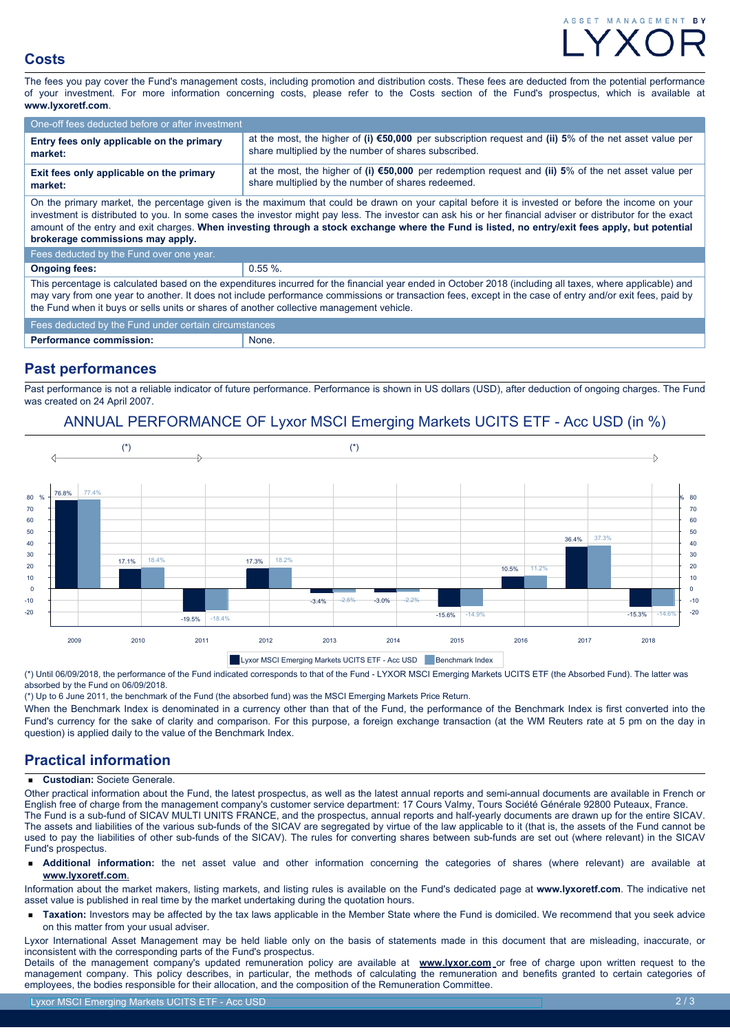## Costs

The fees you pay cover the Fund's management costs, including promotion and distribution costs. These fees are deducted from the potential performance of your investment. For more information concerning costs, please refer to the Costs section of the Fund's prospectus, which is available at **www.lyxoretf.com**.

| One-off fees deducted before or after investment | |
|---|---|
| **Entry fees only applicable on the primary market:** | at the most, the higher of **(i) €50,000** per subscription request and **(ii) 5**% of the net asset value per share multiplied by the number of shares subscribed. |
| **Exit fees only applicable on the primary market:** | at the most, the higher of **(i) €50,000** per redemption request and **(ii) 5**% of the net asset value per share multiplied by the number of shares redeemed. |

On the primary market, the percentage given is the maximum that could be drawn on your capital before it is invested or before the income on your investment is distributed to you. In some cases the investor might pay less. The investor can ask his or her financial adviser or distributor for the exact amount of the entry and exit charges. **When investing through a stock exchange where the Fund is listed, no entry/exit fees apply, but potential brokerage commissions may apply.**

| Fees deducted by the Fund over one year. | |
|---|---|
| **Ongoing fees:** | 0.55 %. |

This percentage is calculated based on the expenditures incurred for the financial year ended in October 2018 (including all taxes, where applicable) and may vary from one year to another. It does not include performance commissions or transaction fees, except in the case of entry and/or exit fees, paid by the Fund when it buys or sells units or shares of another collective management vehicle.

| Fees deducted by the Fund under certain circumstances | |
|---|---|
| **Performance commission:** | None. |

## Past performances

Past performance is not a reliable indicator of future performance. Performance is shown in US dollars (USD), after deduction of ongoing charges. The Fund was created on 24 April 2007.

### ANNUAL PERFORMANCE OF Lyxor MSCI Emerging Markets UCITS ETF - Acc USD (in %)

| Year | Lyxor MSCI Emerging Markets UCITS ETF - Acc USD | Benchmark Index |
|---|---|---|
| 2009 | 76.8% | 77.4% |
| 2010 | 17.1% | 18.4% |
| 2011 | -19.5% | -18.4% |
| 2012 | 17.3% | 18.2% |
| 2013 | -3.4% | -2.6% |
| 2014 | -3.0% | -2.2% |
| 2015 | -15.6% | -14.9% |
| 2016 | 10.5% | 11.2% |
| 2017 | 36.4% | 37.3% |
| 2018 | -15.3% | -14.6% |

(*) Until 06/09/2018, the performance of the Fund indicated corresponds to that of the Fund - LYXOR MSCI Emerging Markets UCITS ETF (the Absorbed Fund). The latter was absorbed by the Fund on 06/09/2018.

(*) Up to 6 June 2011, the benchmark of the Fund (the absorbed fund) was the MSCI Emerging Markets Price Return.

When the Benchmark Index is denominated in a currency other than that of the Fund, the performance of the Benchmark Index is first converted into the Fund's currency for the sake of clarity and comparison. For this purpose, a foreign exchange transaction (at the WM Reuters rate at 5 pm on the day in question) is applied daily to the value of the Benchmark Index.

## Practical information

- **Custodian:** Societe Generale.

Other practical information about the Fund, the latest prospectus, as well as the latest annual reports and semi-annual documents are available in French or English free of charge from the management company's customer service department: 17 Cours Valmy, Tours Société Générale 92800 Puteaux, France.
The Fund is a sub-fund of SICAV MULTI UNITS FRANCE, and the prospectus, annual reports and half-yearly documents are drawn up for the entire SICAV. The assets and liabilities of the various sub-funds of the SICAV are segregated by virtue of the law applicable to it (that is, the assets of the Fund cannot be used to pay the liabilities of other sub-funds of the SICAV). The rules for converting shares between sub-funds are set out (where relevant) in the SICAV Fund's prospectus.

- **Additional information:** the net asset value and other information concerning the categories of shares (where relevant) are available at **www.lyxoretf.com**.

Information about the market makers, listing markets, and listing rules is available on the Fund's dedicated page at **www.lyxoretf.com**. The indicative net asset value is published in real time by the market undertaking during the quotation hours.

- **Taxation:** Investors may be affected by the tax laws applicable in the Member State where the Fund is domiciled. We recommend that you seek advice on this matter from your usual adviser.

Lyxor International Asset Management may be held liable only on the basis of statements made in this document that are misleading, inaccurate, or inconsistent with the corresponding parts of the Fund's prospectus.
Details of the management company's updated remuneration policy are available at **www.lyxor.com** or free of charge upon written request to the management company. This policy describes, in particular, the methods of calculating the remuneration and benefits granted to certain categories of employees, the bodies responsible for their allocation, and the composition of the Remuneration Committee.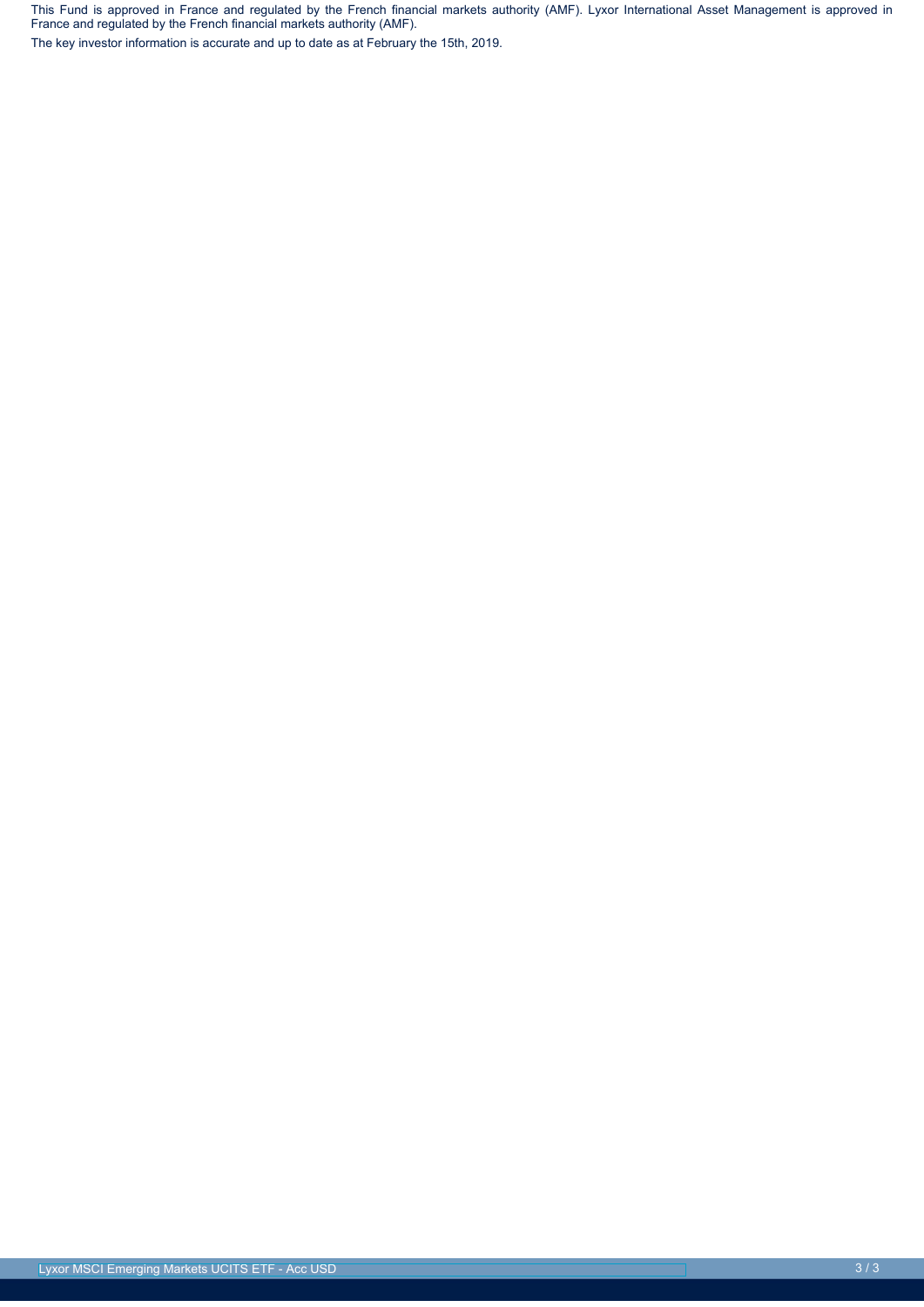This Fund is approved in France and regulated by the French financial markets authority (AMF). Lyxor International Asset Management is approved in France and regulated by the French financial markets authority (AMF).

The key investor information is accurate and up to date as at February the 15th, 2019.